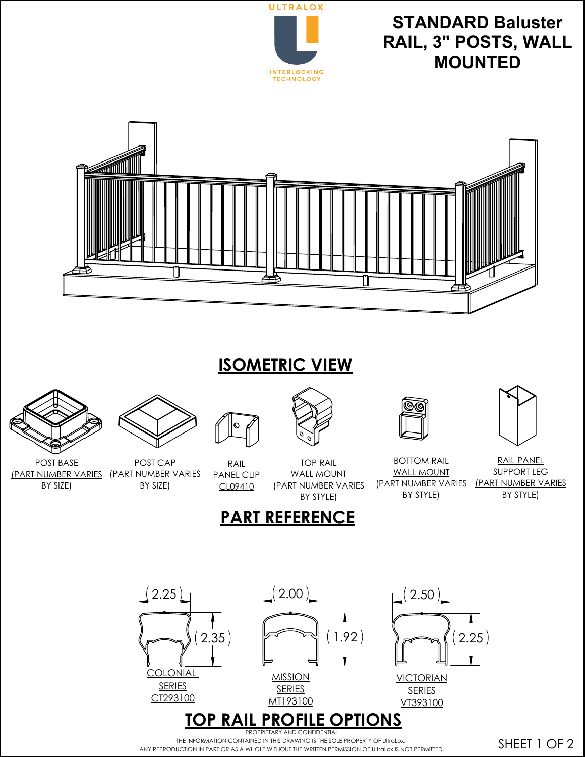ULTRALOX

INTERLOCKING TECHNOLOGY

# STANDARD Baluster RAIL, 3" POSTS, WALL MOUNTED

## ISOMETRIC VIEW

POST BASE (PART NUMBER VARIES BY SIZE)

POST CAP (PART NUMBER VARIES BY SIZE)

RAIL PANEL CLIP CL09410

TOP RAIL WALL MOUNT (PART NUMBER VARIES BY STYLE)

BOTTOM RAIL WALL MOUNT (PART NUMBER VARIES BY STYLE)

RAIL PANEL SUPPORT LEG (PART NUMBER VARIES BY STYLE)

## PART REFERENCE

2.25

2.35

COLONIAL SERIES CT293100

2.00

1.92

MISSION SERIES MT193100

2.50

2.25

VICTORIAN SERIES VT393100

## TOP RAIL PROFILE OPTIONS

PROPRIETARY AND CONFIDENTIAL

THE INFORMATION CONTAINED IN THIS DRAWING IS THE SOLE PROPERTY OF UltraLox. ANY REPRODUCTION IN PART OR AS A WHOLE WITHOUT THE WRITTEN PERMISSION OF UltraLox IS NOT PERMITTED.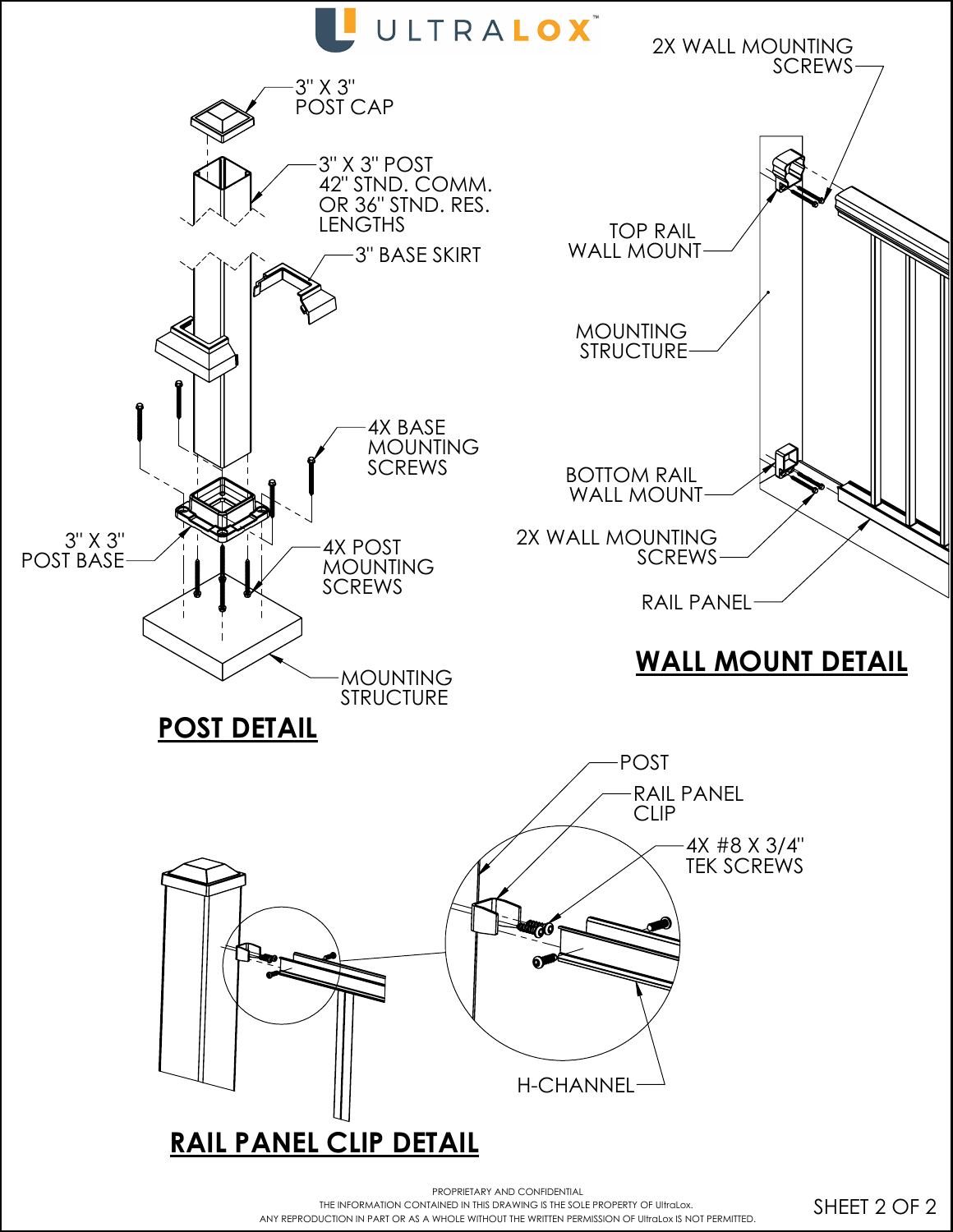ULTRALOX™

3" X 3"
POST CAP

3" X 3" POST
42" STND. COMM.
OR 36" STND. RES.
LENGTHS

3" BASE SKIRT

4X BASE
MOUNTING
SCREWS

3" X 3"
POST BASE

4X POST
MOUNTING
SCREWS

MOUNTING
STRUCTURE

## POST DETAIL

2X WALL MOUNTING
SCREWS

TOP RAIL
WALL MOUNT

MOUNTING
STRUCTURE

BOTTOM RAIL
WALL MOUNT

2X WALL MOUNTING
SCREWS

RAIL PANEL

## WALL MOUNT DETAIL

POST

RAIL PANEL
CLIP

4X #8 X 3/4"
TEK SCREWS

H-CHANNEL

## RAIL PANEL CLIP DETAIL

PROPRIETARY AND CONFIDENTIAL
THE INFORMATION CONTAINED IN THIS DRAWING IS THE SOLE PROPERTY OF UltraLox.
ANY REPRODUCTION IN PART OR AS A WHOLE WITHOUT THE WRITTEN PERMISSION OF UltraLox IS NOT PERMITTED.